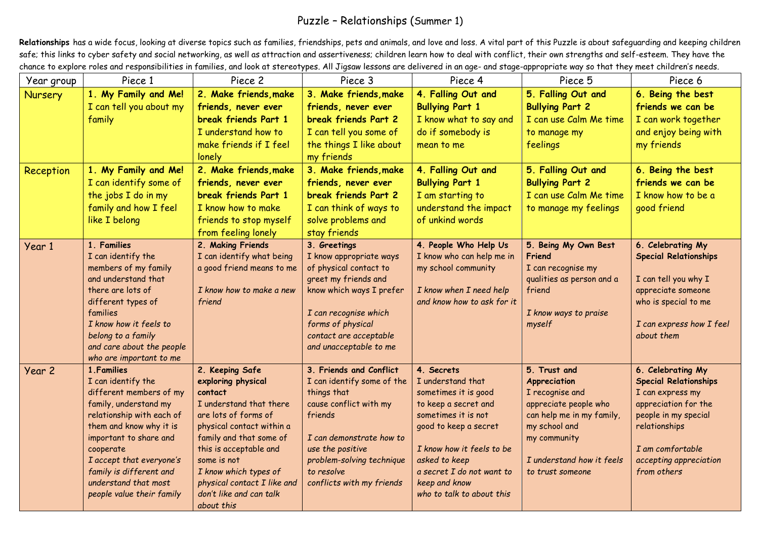# Puzzle – Relationships (Summer 1)

**Relationships** has a wide focus, looking at diverse topics such as families, friendships, pets and animals, and love and loss. A vital part of this Puzzle is about safeguarding and keeping children safe; this links to cyber safety and social networking, as well as attraction and assertiveness; children learn how to deal with conflict, their own strengths and self-esteem. They have the chance to explore roles and responsibilities in families, and look at stereotypes. All Jigsaw lessons are delivered in an age- and stage-appropriate way so that they meet children's needs.

| Year group | Piece 1 | Piece 2 | Piece 3 | Piece 4 | Piece 5 | Piece 6 |
|---|---|---|---|---|---|---|
| Nursery | **1. My Family and Me!** I can tell you about my family | **2. Make friends,make friends, never ever break friends Part 1** I understand how to make friends if I feel lonely | **3. Make friends,make friends, never ever break friends Part 2** I can tell you some of the things I like about my friends | **4. Falling Out and Bullying Part 1** I know what to say and do if somebody is mean to me | **5. Falling Out and Bullying Part 2** I can use Calm Me time to manage my feelings | **6. Being the best friends we can be** I can work together and enjoy being with my friends |
| Reception | **1. My Family and Me!** I can identify some of the jobs I do in my family and how I feel like I belong | **2. Make friends,make friends, never ever break friends Part 1** I know how to make friends to stop myself from feeling lonely | **3. Make friends,make friends, never ever break friends Part 2** I can think of ways to solve problems and stay friends | **4. Falling Out and Bullying Part 1** I am starting to understand the impact of unkind words | **5. Falling Out and Bullying Part 2** I can use Calm Me time to manage my feelings | **6. Being the best friends we can be** I know how to be a good friend |
| Year 1 | **1. Families** I can identify the members of my family and understand that there are lots of different types of families *I know how it feels to belong to a family and care about the people who are important to me* | **2. Making Friends** I can identify what being a good friend means to me *I know how to make a new friend* | **3. Greetings** I know appropriate ways of physical contact to greet my friends and know which ways I prefer *I can recognise which forms of physical contact are acceptable and unacceptable to me* | **4. People Who Help Us** I know who can help me in my school community *I know when I need help and know how to ask for it* | **5. Being My Own Best Friend** I can recognise my qualities as person and a friend *I know ways to praise myself* | **6. Celebrating My Special Relationships** I can tell you why I appreciate someone who is special to me *I can express how I feel about them* |
| Year 2 | **1.Families** I can identify the different members of my family, understand my relationship with each of them and know why it is important to share and cooperate *I accept that everyone's family is different and understand that most people value their family* | **2. Keeping Safe exploring physical contact** I understand that there are lots of forms of physical contact within a family and that some of this is acceptable and some is not *I know which types of physical contact I like and don't like and can talk about this* | **3. Friends and Conflict** I can identify some of the things that cause conflict with my friends *I can demonstrate how to use the positive problem-solving technique to resolve conflicts with my friends* | **4. Secrets** I understand that sometimes it is good to keep a secret and sometimes it is not good to keep a secret *I know how it feels to be asked to keep a secret I do not want to keep and know who to talk to about this* | **5. Trust and Appreciation** I recognise and appreciate people who can help me in my family, my school and my community *I understand how it feels to trust someone* | **6. Celebrating My Special Relationships** I can express my appreciation for the people in my special relationships *I am comfortable accepting appreciation from others* |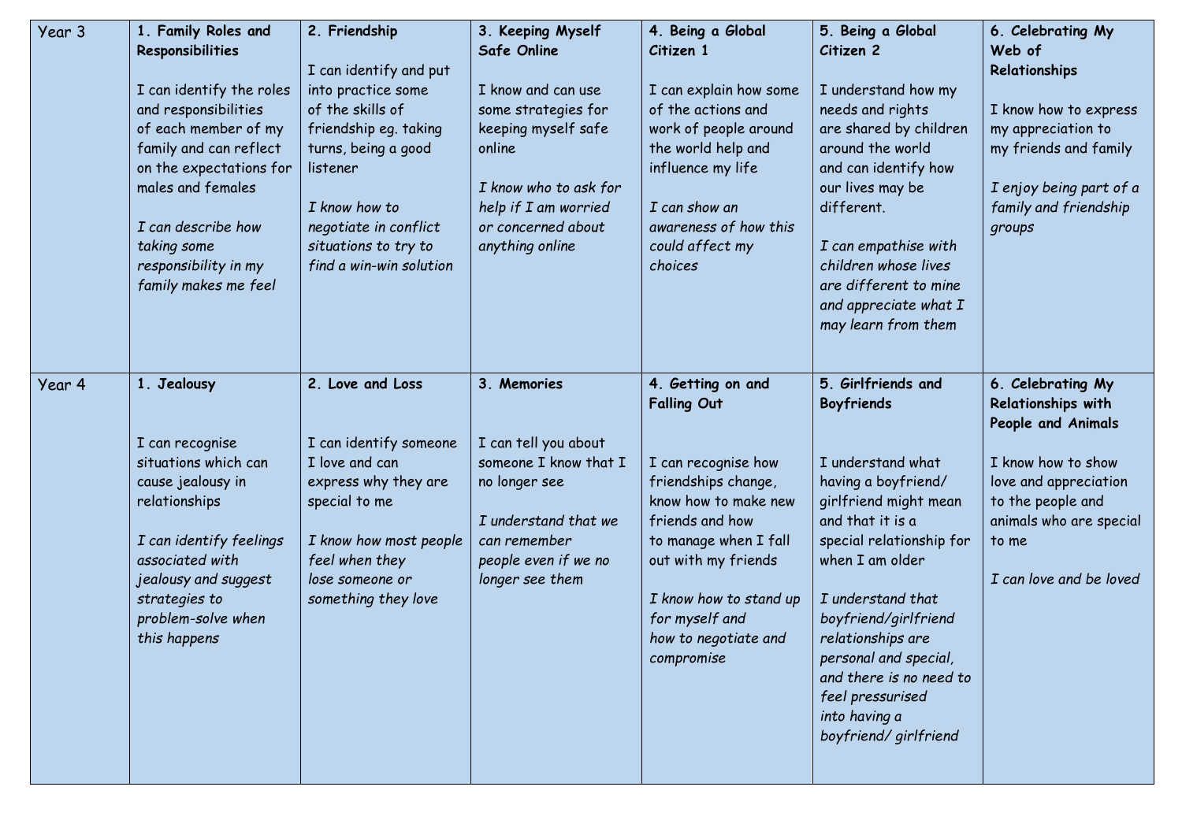| Year 3 | **1. Family Roles and Responsibilities**<br><br>I can identify the roles and responsibilities of each member of my family and can reflect on the expectations for males and females<br><br>*I can describe how taking some responsibility in my family makes me feel* | **2. Friendship**<br><br>I can identify and put into practice some of the skills of friendship eg. taking turns, being a good listener<br><br>*I know how to negotiate in conflict situations to try to find a win-win solution* | **3. Keeping Myself Safe Online**<br><br>I know and can use some strategies for keeping myself safe online<br><br>*I know who to ask for help if I am worried or concerned about anything online* | **4. Being a Global Citizen 1**<br><br>I can explain how some of the actions and work of people around the world help and influence my life<br><br>*I can show an awareness of how this could affect my choices* | **5. Being a Global Citizen 2**<br><br>I understand how my needs and rights are shared by children around the world and can identify how our lives may be different.<br><br>*I can empathise with children whose lives are different to mine and appreciate what I may learn from them* | **6. Celebrating My Web of Relationships**<br><br>I know how to express my appreciation to my friends and family<br><br>*I enjoy being part of a family and friendship groups* |
|---|---|---|---|---|---|---|
| Year 4 | **1. Jealousy**<br><br>I can recognise situations which can cause jealousy in relationships<br><br>*I can identify feelings associated with jealousy and suggest strategies to problem-solve when this happens* | **2. Love and Loss**<br><br>I can identify someone I love and can express why they are special to me<br><br>*I know how most people feel when they lose someone or something they love* | **3. Memories**<br><br>I can tell you about someone I know that I no longer see<br><br>*I understand that we can remember people even if we no longer see them* | **4. Getting on and Falling Out**<br><br>I can recognise how friendships change, know how to make new friends and how to manage when I fall out with my friends<br><br>*I know how to stand up for myself and how to negotiate and compromise* | **5. Girlfriends and Boyfriends**<br><br>I understand what having a boyfriend/ girlfriend might mean and that it is a special relationship for when I am older<br><br>*I understand that boyfriend/girlfriend relationships are personal and special, and there is no need to feel pressurised into having a boyfriend/ girlfriend* | **6. Celebrating My Relationships with People and Animals**<br><br>I know how to show love and appreciation to the people and animals who are special to me<br><br>*I can love and be loved* |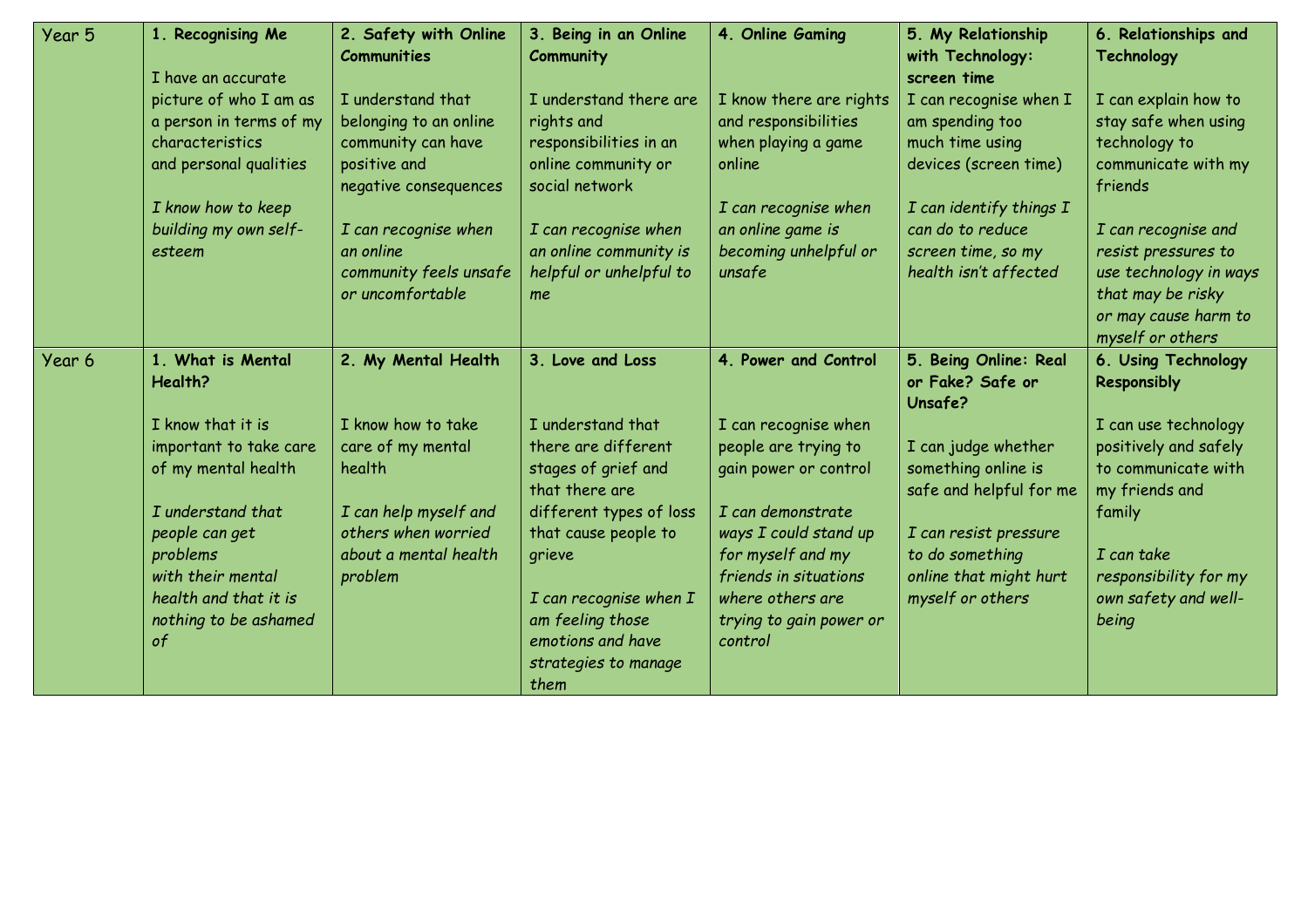| | | | | | | |
|---|---|---|---|---|---|---|
| Year 5 | **1. Recognising Me**<br><br>I have an accurate picture of who I am as a person in terms of my characteristics and personal qualities<br><br>*I know how to keep building my own self-esteem* | **2. Safety with Online Communities**<br><br>I understand that belonging to an online community can have positive and negative consequences<br><br>*I can recognise when an online community feels unsafe or uncomfortable* | **3. Being in an Online Community**<br><br>I understand there are rights and responsibilities in an online community or social network<br><br>*I can recognise when an online community is helpful or unhelpful to me* | **4. Online Gaming**<br><br>I know there are rights and responsibilities when playing a game online<br><br>*I can recognise when an online game is becoming unhelpful or unsafe* | **5. My Relationship with Technology: screen time**<br>I can recognise when I am spending too much time using devices (screen time)<br><br>*I can identify things I can do to reduce screen time, so my health isn't affected* | **6. Relationships and Technology**<br><br>I can explain how to stay safe when using technology to communicate with my friends<br><br>*I can recognise and resist pressures to use technology in ways that may be risky or may cause harm to myself or others* |
| Year 6 | **1. What is Mental Health?**<br><br>I know that it is important to take care of my mental health<br><br>*I understand that people can get problems with their mental health and that it is nothing to be ashamed of* | **2. My Mental Health**<br><br>I know how to take care of my mental health<br><br>*I can help myself and others when worried about a mental health problem* | **3. Love and Loss**<br><br>I understand that there are different stages of grief and that there are different types of loss that cause people to grieve<br><br>*I can recognise when I am feeling those emotions and have strategies to manage them* | **4. Power and Control**<br><br>I can recognise when people are trying to gain power or control<br><br>*I can demonstrate ways I could stand up for myself and my friends in situations where others are trying to gain power or control* | **5. Being Online: Real or Fake? Safe or Unsafe?**<br><br>I can judge whether something online is safe and helpful for me<br><br>*I can resist pressure to do something online that might hurt myself or others* | **6. Using Technology Responsibly**<br><br>I can use technology positively and safely to communicate with my friends and family<br><br>*I can take responsibility for my own safety and well-being* |